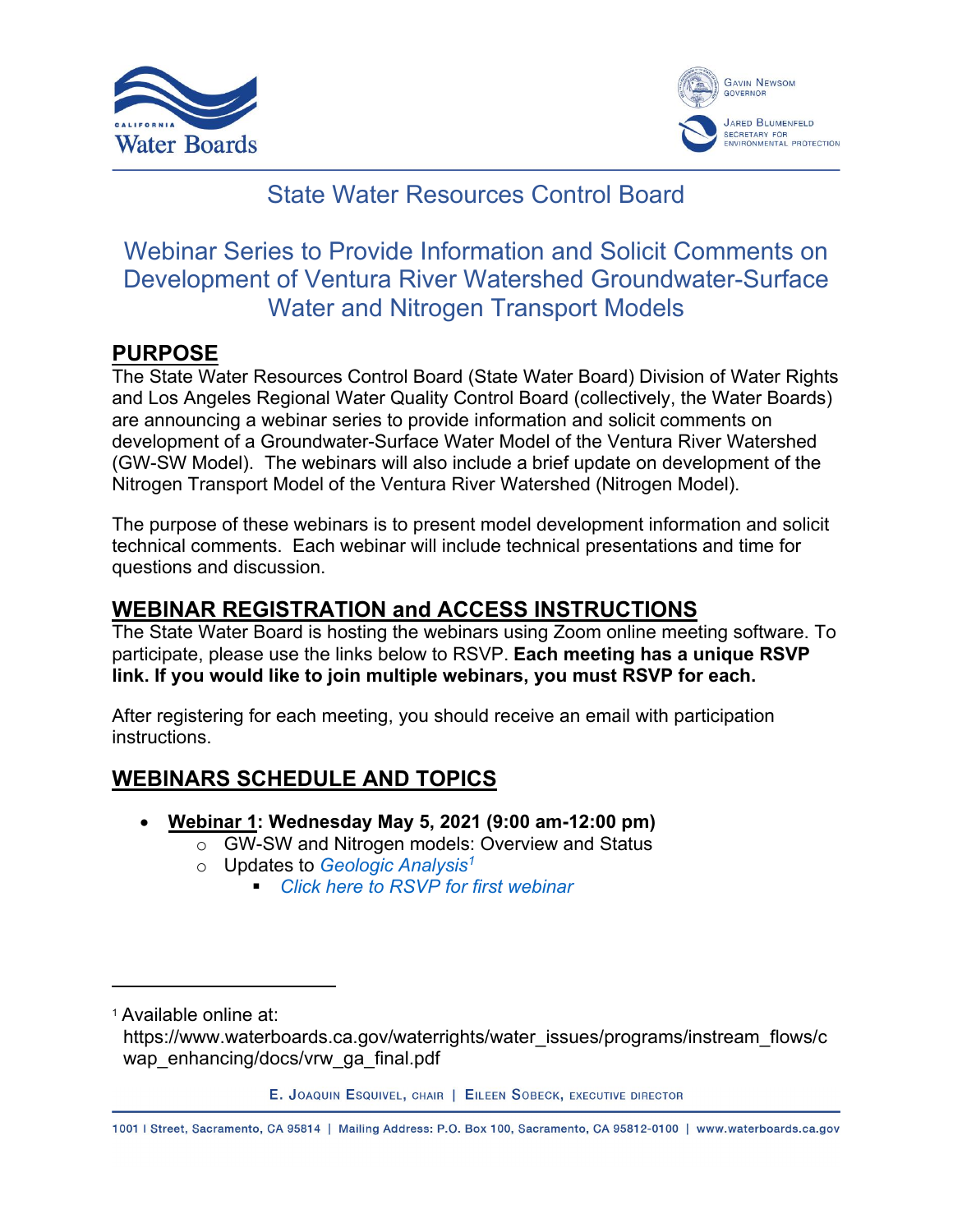# State Water Resources Control Board

## Webinar Series to Provide Information and Solicit Comments on Development of Ventura River Watershed Groundwater-Surface Water and Nitrogen Transport Models

## PURPOSE

The State Water Resources Control Board (State Water Board) Division of Water Rights and Los Angeles Regional Water Quality Control Board (collectively, the Water Boards) are announcing a webinar series to provide information and solicit comments on development of a Groundwater-Surface Water Model of the Ventura River Watershed (GW-SW Model). The webinars will also include a brief update on development of the Nitrogen Transport Model of the Ventura River Watershed (Nitrogen Model).

The purpose of these webinars is to present model development information and solicit technical comments. Each webinar will include technical presentations and time for questions and discussion.

## WEBINAR REGISTRATION and ACCESS INSTRUCTIONS

The State Water Board is hosting the webinars using Zoom online meeting software. To participate, please use the links below to RSVP. **Each meeting has a unique RSVP link. If you would like to join multiple webinars, you must RSVP for each.**

After registering for each meeting, you should receive an email with participation instructions.

## WEBINARS SCHEDULE AND TOPICS

- **Webinar 1: Wednesday May 5, 2021 (9:00 am-12:00 pm)**
  - GW-SW and Nitrogen models: Overview and Status
  - Updates to *Geologic Analysis*[1]
    - *Click here to RSVP for first webinar*

---

[1] Available online at: https://www.waterboards.ca.gov/waterrights/water_issues/programs/instream_flows/cwap_enhancing/docs/vrw_ga_final.pdf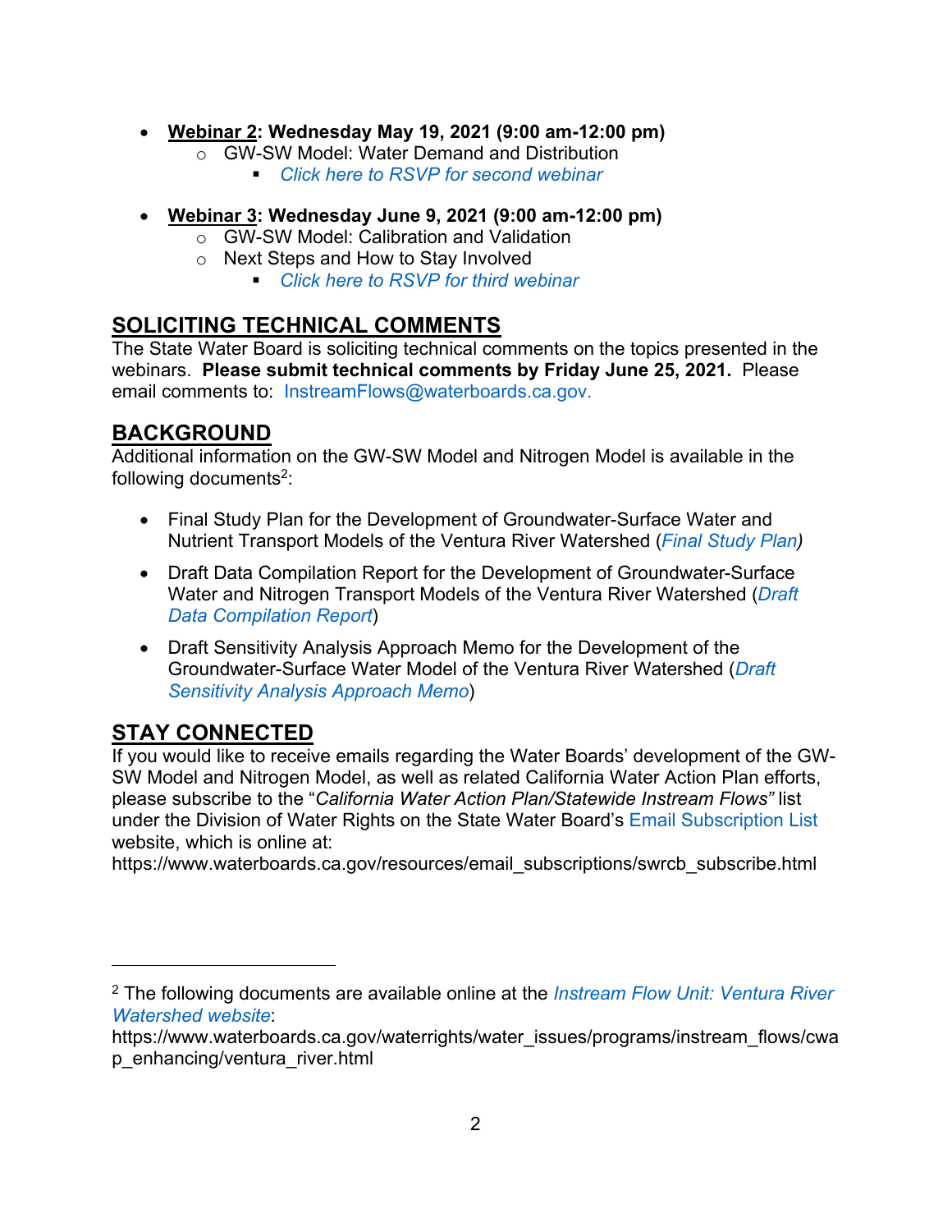- **<u>Webinar 2</u>: Wednesday May 19, 2021 (9:00 am-12:00 pm)**
  - GW-SW Model: Water Demand and Distribution
    - *Click here to RSVP for second webinar*

- **<u>Webinar 3</u>: Wednesday June 9, 2021 (9:00 am-12:00 pm)**
  - GW-SW Model: Calibration and Validation
  - Next Steps and How to Stay Involved
    - *Click here to RSVP for third webinar*

## SOLICITING TECHNICAL COMMENTS

The State Water Board is soliciting technical comments on the topics presented in the webinars. **Please submit technical comments by Friday June 25, 2021.** Please email comments to: InstreamFlows@waterboards.ca.gov.

## BACKGROUND

Additional information on the GW-SW Model and Nitrogen Model is available in the following documents[2]:

- Final Study Plan for the Development of Groundwater-Surface Water and Nutrient Transport Models of the Ventura River Watershed (*Final Study Plan*)
- Draft Data Compilation Report for the Development of Groundwater-Surface Water and Nitrogen Transport Models of the Ventura River Watershed (*Draft Data Compilation Report*)
- Draft Sensitivity Analysis Approach Memo for the Development of the Groundwater-Surface Water Model of the Ventura River Watershed (*Draft Sensitivity Analysis Approach Memo*)

## STAY CONNECTED

If you would like to receive emails regarding the Water Boards' development of the GW-SW Model and Nitrogen Model, as well as related California Water Action Plan efforts, please subscribe to the "*California Water Action Plan/Statewide Instream Flows"* list under the Division of Water Rights on the State Water Board's Email Subscription List website, which is online at:
https://www.waterboards.ca.gov/resources/email_subscriptions/swrcb_subscribe.html

---

[2] The following documents are available online at the *Instream Flow Unit: Ventura River Watershed website*:
https://www.waterboards.ca.gov/waterrights/water_issues/programs/instream_flows/cwap_enhancing/ventura_river.html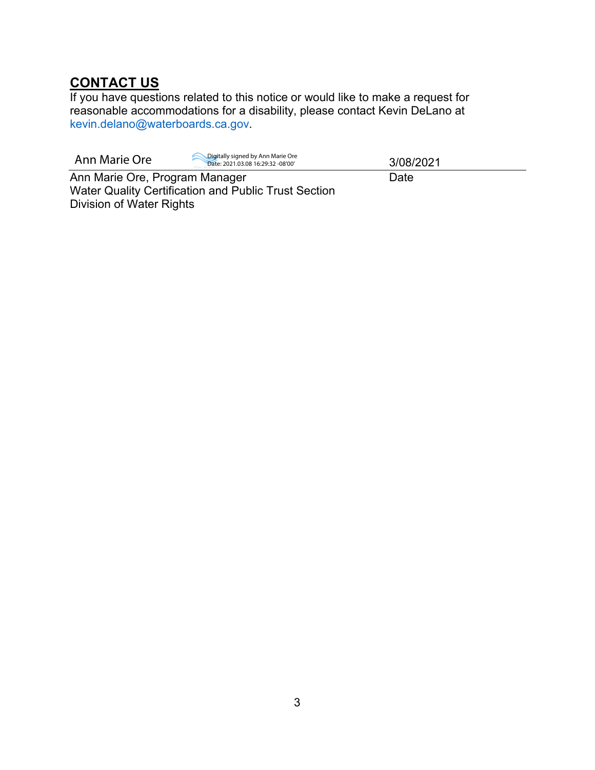## CONTACT US

If you have questions related to this notice or would like to make a request for reasonable accommodations for a disability, please contact Kevin DeLano at kevin.delano@waterboards.ca.gov.

Ann Marie Ore — Digitally signed by Ann Marie Ore Date: 2021.03.08 16:29:32 -08'00' — 3/08/2021

Ann Marie Ore, Program Manager — Date
Water Quality Certification and Public Trust Section
Division of Water Rights